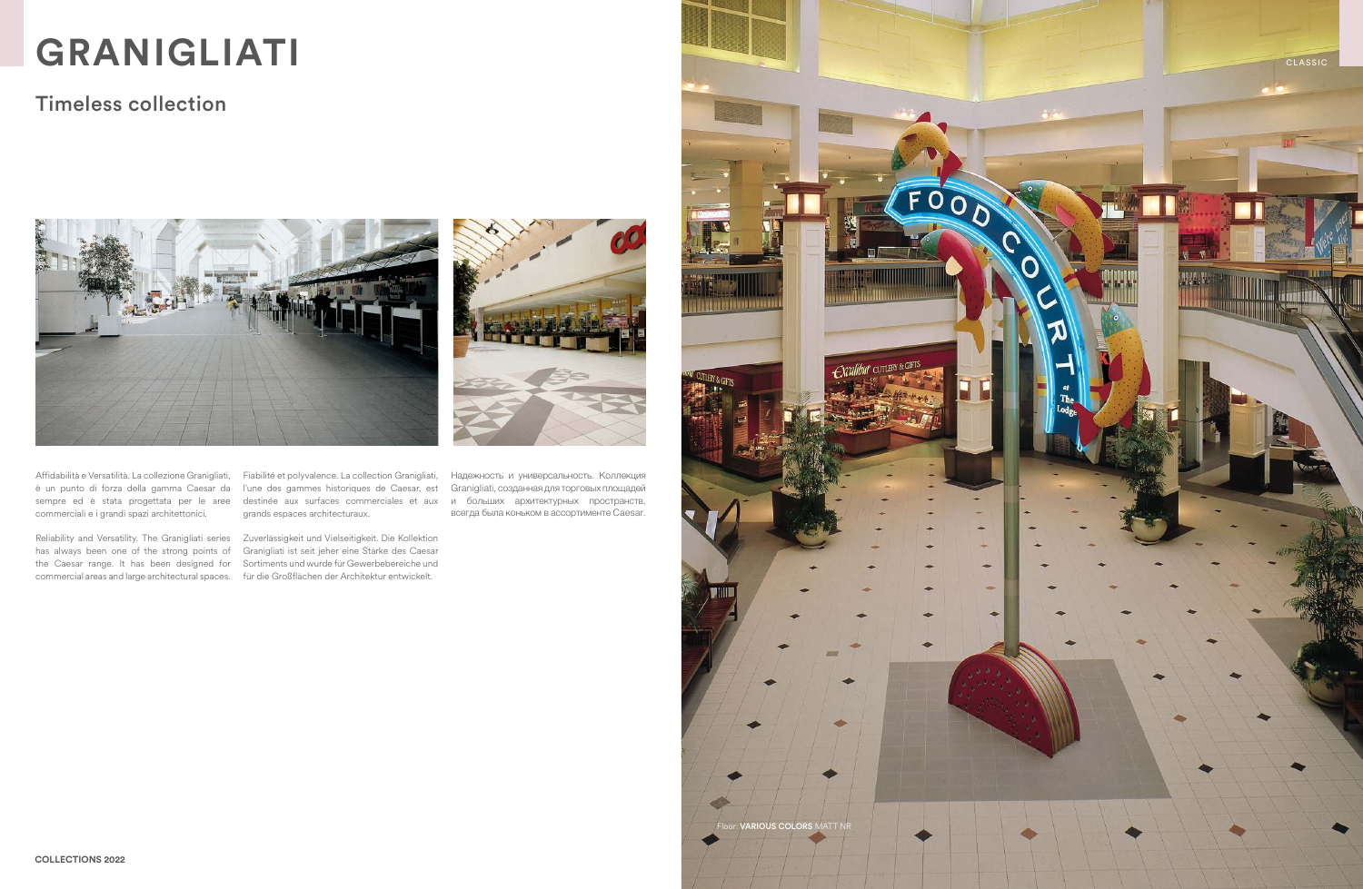# GRANIGLIATI

## Timeless collection

Affidabilità e Versatilità. La collezione Granigliati, è un punto di forza della gamma Caesar da sempre ed è stata progettata per le aree commerciali e i grandi spazi architettonici.

Reliability and Versatility. The Granigliati series has always been one of the strong points of the Caesar range. It has been designed for commercial areas and large architectural spaces.

Fiabilité et polyvalence. La collection Granigliati, l'une des gammes historiques de Caesar, est destinée aux surfaces commerciales et aux grands espaces architecturaux.

Zuverlässigkeit und Vielseitigkeit. Die Kollektion Granigliati ist seit jeher eine Stärke des Caesar Sortiments und wurde für Gewerbebereiche und für die Großflächen der Architektur entwickelt.

Надежность и универсальность. Коллекция Granigliati, созданная для торговых площадей и больших архитектурных пространств, всегда была коньком в ассортименте Caesar.

CLASSIC

Floor: **VARIOUS COLORS** MATT NR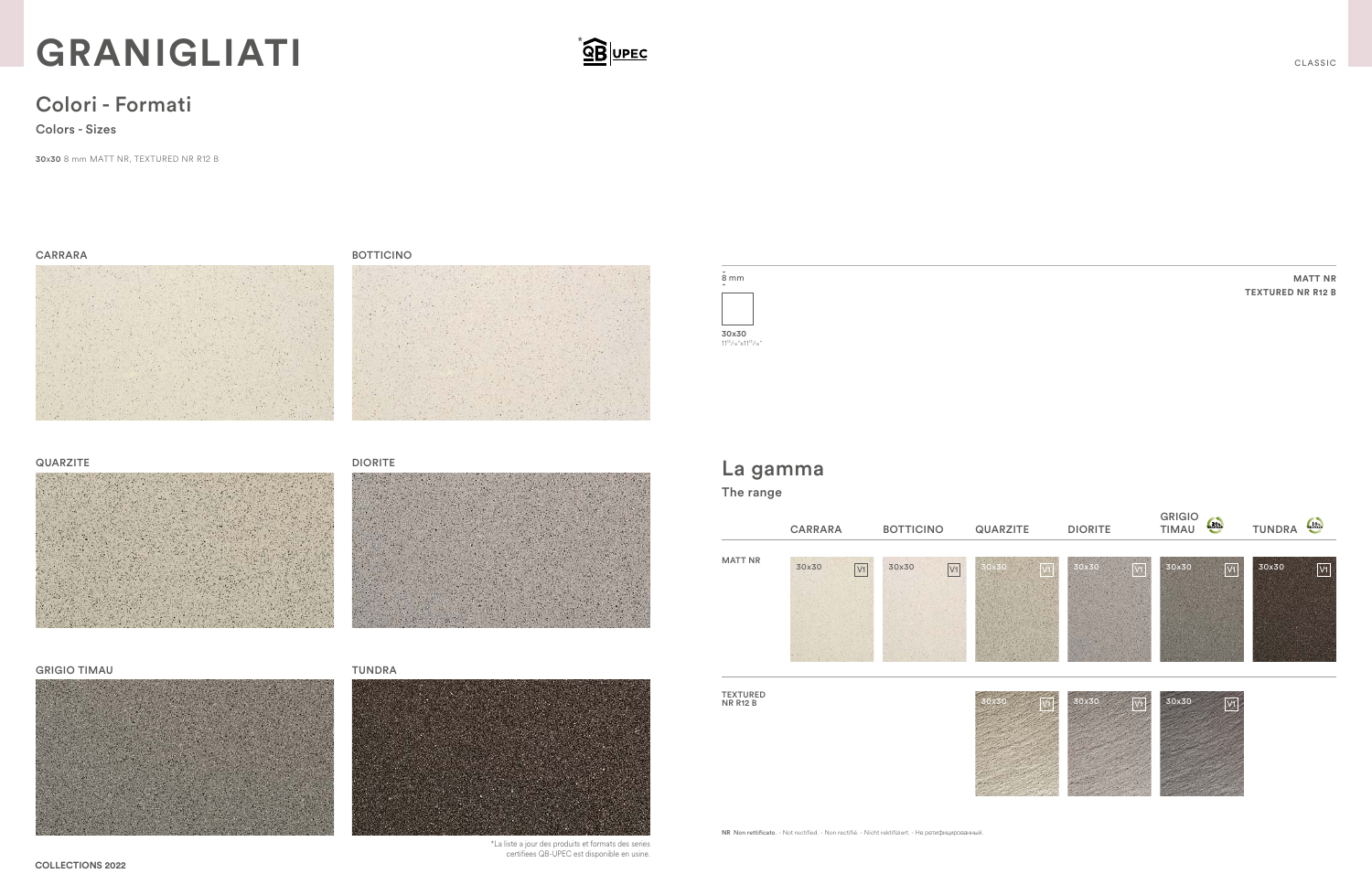# GRANIGLIATI

## Colori - Formati

Colors - Sizes

**30x30** 8 mm MATT NR, TEXTURED NR R12 B

CARRARA

BOTTICINO

QUARZITE

DIORITE

GRIGIO TIMAU

TUNDRA

*La liste a jour des produits et formats des series certifiees QB-UPEC est disponible en usine.

8 mm

30x30
11¹³/₁₆"x11¹³/₁₆"

**MATT NR**
**TEXTURED NR R12 B**

## La gamma

The range

| | CARRARA | BOTTICINO | QUARZITE | DIORITE | GRIGIO TIMAU | TUNDRA |
|---|---|---|---|---|---|---|
| MATT NR | 30x30 V1 | 30x30 V1 | 30x30 V1 | 30x30 V1 | 30x30 V1 | 30x30 V1 |
| TEXTURED NR R12 B | | | 30x30 V1 | 30x30 V1 | 30x30 V1 | |

**NR Non rettificato.** - Not rectified. - Non rectifié. - Nicht rektifiziert. - Не ректифицированный.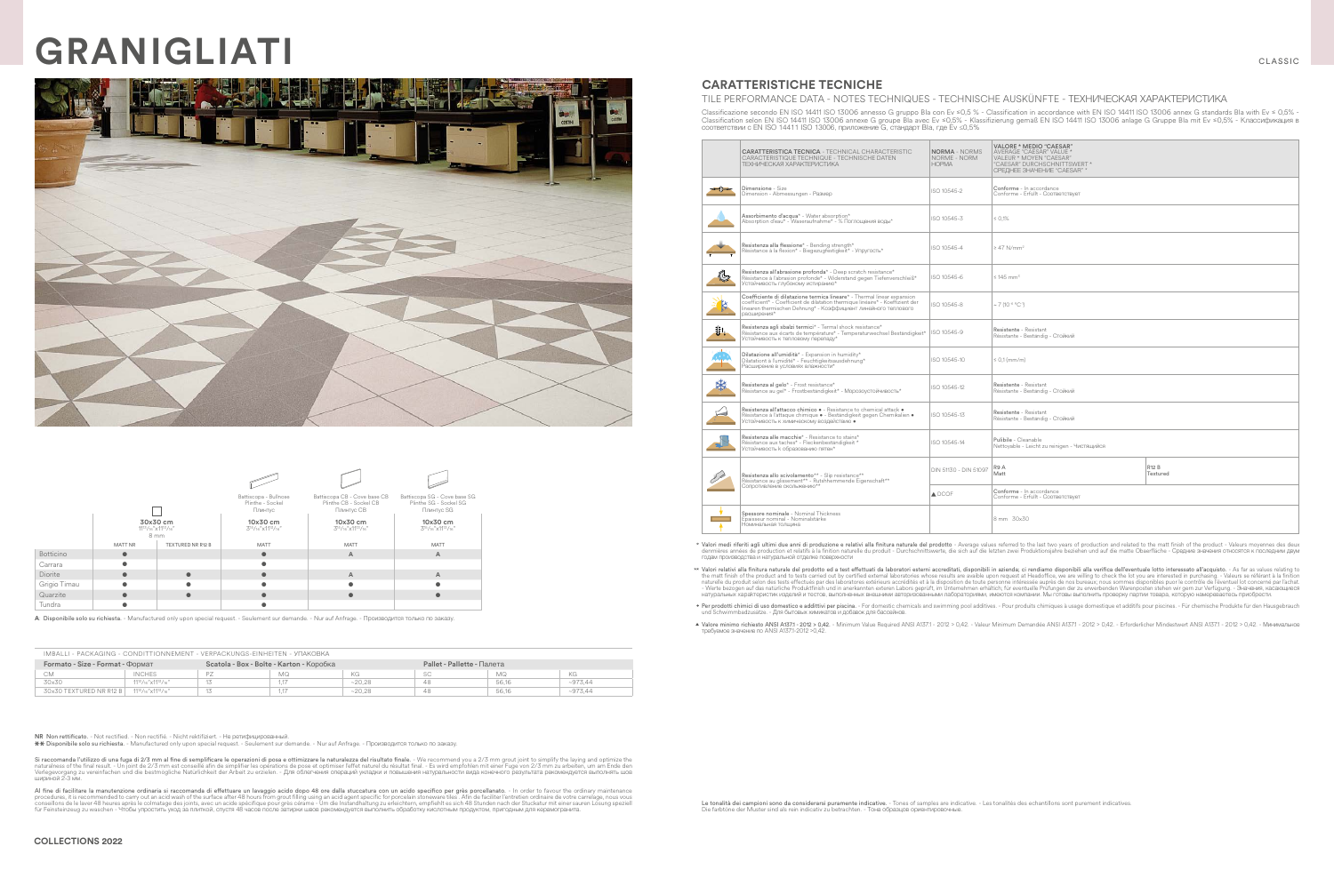# GRANIGLIATI

| | 30x30 cm 11[13]/16"x11[13]/16" 8 mm | | Battiscopa - Bullnose Plinthe - Sockel Плинтус 10x30 cm 3[15]/16"x11[13]/16" | Battiscopa CB - Cove base CB Plinthe CB - Sockel CB Плинтус CB 10x30 cm 3[15]/16"x11[13]/16" | Battiscopa SG - Cove base SG Plinthe SG - Sockel SG Плинтус SG 10x30 cm 3[15]/16"x11[13]/16" |
|---|---|---|---|---|---|
| | MATT NR | TEXTURED NR R12 B | MATT | MATT | MATT |
| Botticino | ● | | ● | A | A |
| Carrara | ● | | ● | | |
| Diorite | ● | ● | ● | A | A |
| Grigio Timau | ● | ● | ● | ● | ● |
| Quarzite | ● | ● | ● | ● | ● |
| Tundra | ● | | ● | | |

A Disponibile solo su richiesta. - Manufactured only upon special request. - Seulement sur demande. - Nur auf Anfrage. - Производится только по заказу.

IMBALLI - PACKAGING - CONDITTIONNEMENT - VERPACKUNGS-EINHEITEN - УПАКОВКА

| Formato - Size - Format - Формат | | Scatola - Box - Boîte - Karton - Коробка | | | Pallet - Pallette - Палета | | |
|---|---|---|---|---|---|---|---|
| CM | INCHES | PZ | MQ | KG | SC | MQ | KG |
| 30x30 | 11[13]/16"x11[13]/16" | 13 | 1,17 | ~20,28 | 48 | 56,16 | ~973,44 |
| 30x30 TEXTURED NR R12 B | 11[13]/16"x11[13]/16" | 13 | 1,17 | ~20,28 | 48 | 56,16 | ~973,44 |

NR Non rettificato. - Not rectified. - Non rectifié. - Nicht rektifiziert. - Не ректифицированный.

★★ Disponibile solo su richiesta. - Manufactured only upon special request. - Seulement sur demande. - Nur auf Anfrage. - Производится только по заказу.

Si raccomanda l'utilizzo di una fuga di 2/3 mm al fine di semplificare le operazioni di posa e ottimizzare la naturalezza del risultato finale. - We recommend you a 2/3 mm grout joint to simplify the laying and optimize the naturalness of the final result. - Un joint de 2/3 mm est conseillé afin de simplifier les opérations de pose et optimiser l'effet naturel du résultat final. - Es wird empfohlen mit einer Fuge von 2/3 mm zu arbeiten, um am Ende den Verlegevorgang zu vereinfachen und die bestmögliche Natürlichkeit der Arbeit zu erzielen. - Для облегчения операций укладки и повышения натуральности вида конечного результата рекомендуется выполнять шов шириной 2-3 мм.

Al fine di facilitare la manutenzione ordinaria si raccomanda di effettuare un lavaggio acido dopo 48 ore dalla stuccatura con un acido specifico per grès porcellanato. - In order to favour the ordinary maintenance procedures, it is recommended to carry out an acid wash of the surface after 48 hours from grout filling using an acid agent specific for porcelain stoneware tiles. Afin de faciliter l'entretien ordinaire de votre carrelage, nous vous conseillons de le laver 48 heures après le colmatage des joints, avec un acide spécifique pour grès cérame. - Um die Instandhaltung zu erleichtern, empfiehlt es sich 48 Stunden nach der Stuckatur mit einer sauren Lösung speziell für Feinsteinzeug zu waschen. - Чтобы упростить уход за плиткой, спустя 48 часов после затирки швов рекомендуется выполнить обработку кислотным продуктом, пригодным для керамогранита.

## CARATTERISTICHE TECNICHE

TILE PERFORMANCE DATA - NOTES TECHNIQUES - TECHNISCHE AUSKÜNFTE - ТЕХНИЧЕСКАЯ ХАРАКТЕРИСТИКА

Classificazione secondo EN ISO 14411 ISO 13006 annesso G gruppo BIa con Ev ≤0,5 % - Classification in accordance with EN ISO 14411 ISO 13006 annex G standards BIa with Ev ≤ 0,5% - Classification selon EN ISO 14411 ISO 13006 annexe G groupe BIa avec Ev ≤0,5% - Klassifizierung gemäß EN ISO 14411 ISO 13006 anlage G Gruppe BIa mit Ev ≤0,5% - Классификация в соответствии с EN ISO 14411 ISO 13006, приложение G, стандарт BIa, где Ev ≤0,5%

| CARATTERISTICA TECNICA - TECHNICAL CHARACTERISTIC CARACTERISTIQUE TECHNIQUE - TECHNISCHE DATEN ТЕХНИЧЕСКАЯ ХАРАКТЕРИСТИКА | NORMA - NORMS NORME - NORM НОРМА | VALORE * MEDIO "CAESAR" AVERAGE "CAESAR" VALUE * VALEUR * MOYEN "CAESAR" "CAESAR" DURCHSCHNITTSWERT * СРЕДНЕЕ ЗНАЧЕНИЕ "CAESAR" * | |
|---|---|---|---|
| Dimensione - Size Dimension - Abmessungen - Размер | ISO 10545-2 | Conforme - In accordance Conforme - Erfüllt - Соответствует | |
| Assorbimento d'acqua* - Water absorption* Absorption d'eau* - Wasseraufnahme* - % Поглощения воды* | ISO 10545-3 | ≤ 0,1% | |
| Resistenza alla flessione* - Bending strength* Résistance à la flexion* - Biegezugfestigkeit* - Упругость* | ISO 10545-4 | ≥ 47 N/mm² | |
| Resistenza all'abrasione profonda* - Deep scratch resistance* Résistance à l'abrasion profonde* - Widerstand gegen Tiefenverschleiß* Устойчивость к глубокому истиранию* | ISO 10545-6 | ≤ 145 mm³ | |
| Coefficiente di dilatazione termica lineare* - Thermal linear expansion coefficient* - Coefficient de dilatation thermique linéaire* - Koeffizient der linearen thermischen Dehnung* - Коэффициент линейного теплового расширения* | ISO 10545-8 | ~ 7 (10⁻⁶ °C⁻¹) | |
| Resistenza agli sbalzi termici* - Termal shock resistance* Résistance aux écarts de température* - Temperaturwechsel Beständigkeit* Устойчивость к тепловому перепаду* | ISO 10545-9 | Resistente - Resistant Résistante - Beständig - Стойкий | |
| Dilatazione all'umidità* - Expansion in humidity* Dilatation à l'umidité* - Feuchtigkeitsausdehnung* Расширение в условиях влажности* | ISO 10545-10 | ≤ 0,1 (mm/m) | |
| Resistenza al gelo* - Frost resistance* Résistance au gel* - Frostbeständigkeit* - Морозоустойчивость* | ISO 10545-12 | Resistente - Resistant Résistante - Beständig - Стойкий | |
| Resistenza all'attacco chimico ● - Resistance to chemical attack ● Résistance à l'attaque chimique ● - Beständigkeit gegen Chemikalien ● Устойчивость к химическому воздействию ● | ISO 10545-13 | Resistente - Resistant Résistante - Beständig - Стойкий | |
| Resistenza alle macchie* - Resistance to stains* Résistance aux taches* - Fleckenbeständigkeit * Устойчивость к образованию пятен* | ISO 10545-14 | Pulibile - Cleanable Nettoyable - Leicht zu reinigen - Чистящийся | |
| Resistenza allo scivolamento** - Slip resistance** Résistance au glissement** - Rutshhemmende Eigenschaft** Сопротивление скольжению** | DIN 51130 - DIN 51097 | R9 A Matt | R12 B Textured |
| | ▲ DCOF | Conforme - In accordance Conforme - Erfüllt - Соответствует | |
| Spessore nominale - Nominal Thickness Epaisseur nominal - Nominalstärke Номинальная толщина | | 8 mm 30x30 | |

\* Valori medi riferiti agli ultimi due anni di produzione e relativi alla finitura naturale del prodotto - Average values referred to the last two years of production and related to the matt finish of the product - Valeurs moyennes des deux dernières années de production et relatifs à la finition naturelle du produit - Durchschnittswerte, die sich auf die letzten zwei Produktionsjahre beziehen und auf die matte Oberfläche - Средние значения относятся к последним двум годам производства и натуральной отделке поверхности

\*\* Valori relativi alla finitura naturale del prodotto ed a test effettuati da laboratori esterni accreditati, disponibili in azienda; ci rendiamo disponibili alla verifica dell'eventuale lotto interessato all'acquisto. - As far as values relating to the matt finish of the product and to tests carried out by certified external laboratories whose results are avaible upon request at Headoffice, we are willing to check the lot you are interested in purchasing. - Valeurs se référant à la finition naturelle du produit selon des tests effectués par des laboratoires extérieurs accrédités et à la disposition de toute personne intéressée auprès de nos bureaux; nous sommes disponibles pour le contrôle de l'éventuel lot concerné par l'achat. - Werte bezogen auf das natürliche Produktfinish und in anerkannten externen Labors geprüft, im Unternehmen erhältlich; für eventuelle Prüfungen der zu erwerbenden Warenposten stehen wir gern zur Verfügung. - Значения, касающиеся натуральных характеристик изделий и тестов, выполненных внешними авторизованными лабораториями, имеются компании. Мы готовы выполнить проверку партии товара, которую намереваетесь приобрести.

● Per prodotti chimici di uso domestico e additivi per piscina. - For domestic chemicals and swimming pool additives. - Pour produits chimiques à usage domestique et additifs pour piscines. - Für chemische Produkte für den Hausgebrauch und Schwimmbadzusätze. - Для бытовых химикатов и добавок для бассейнов.

▲ Valore minimo richiesto ANSI A137.1 - 2012 ≥ 0,42. - Minimum Value Required ANSI A137.1 - 2012 ≥ 0,42. - Valeur Minimum Demandée ANSI A137.1 - 2012 ≥ 0,42. - Erforderlicher Mindestwert ANSI A137.1 - 2012 ≥ 0,42. - Минимальное требуемое значение по ANSI A137.1-2012 ≥0,42.

Le tonalità dei campioni sono da considerarsi puramente indicative. - Tones of samples are indicative. - Les tonalités des echantillons sont purement indicatives. Die Farbtöne der Muster sind als rein indicativ zu betrachten. - Тона образцов ориентировочные.